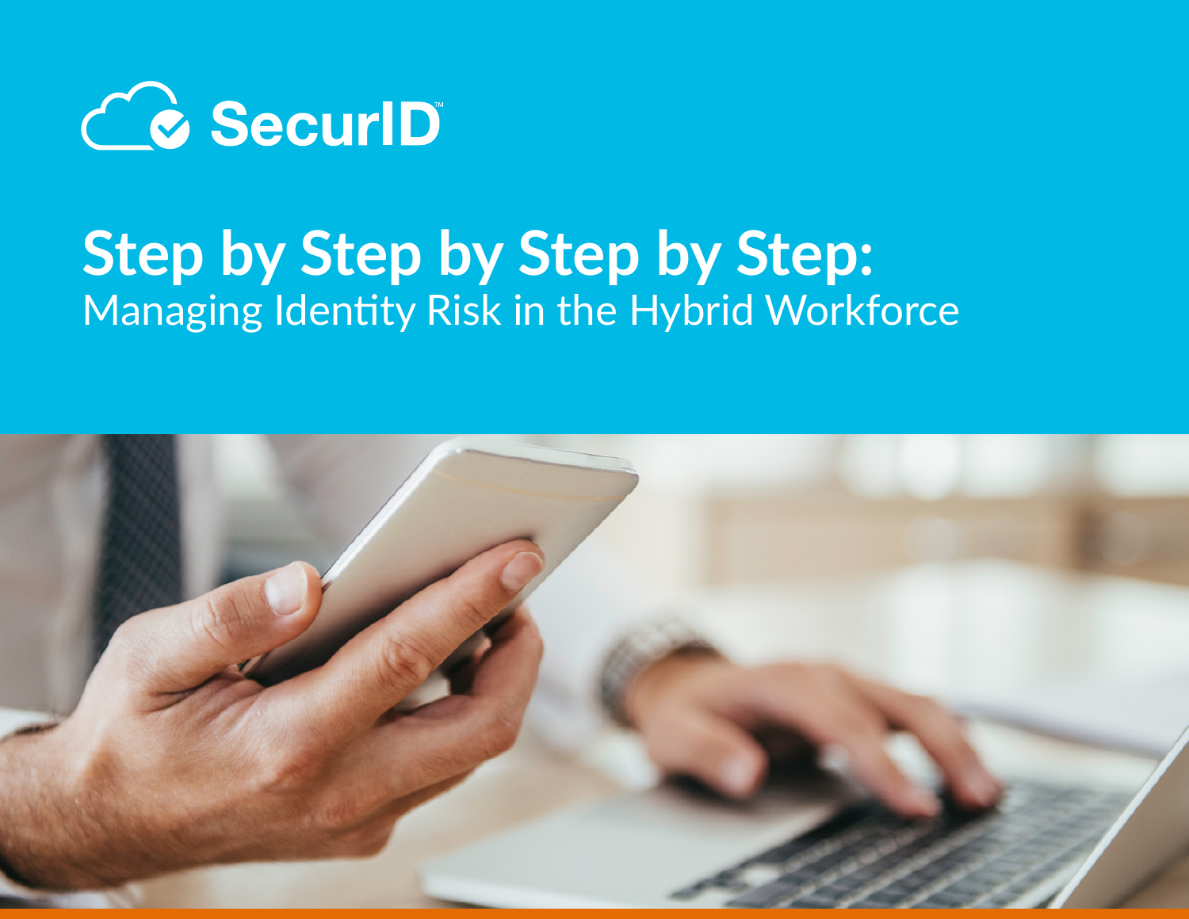SecurID™

# Step by Step by Step by Step:

Managing Identity Risk in the Hybrid Workforce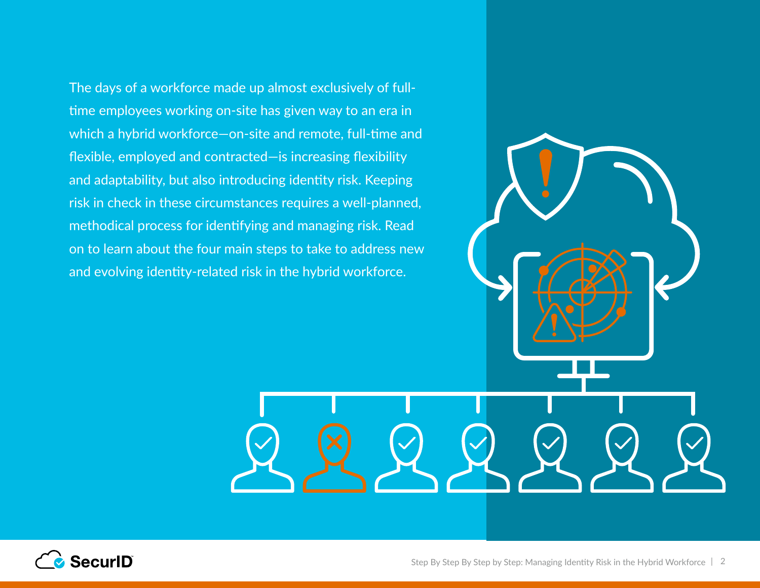The days of a workforce made up almost exclusively of full-time employees working on-site has given way to an era in which a hybrid workforce—on-site and remote, full-time and flexible, employed and contracted—is increasing flexibility and adaptability, but also introducing identity risk. Keeping risk in check in these circumstances requires a well-planned, methodical process for identifying and managing risk. Read on to learn about the four main steps to take to address new and evolving identity-related risk in the hybrid workforce.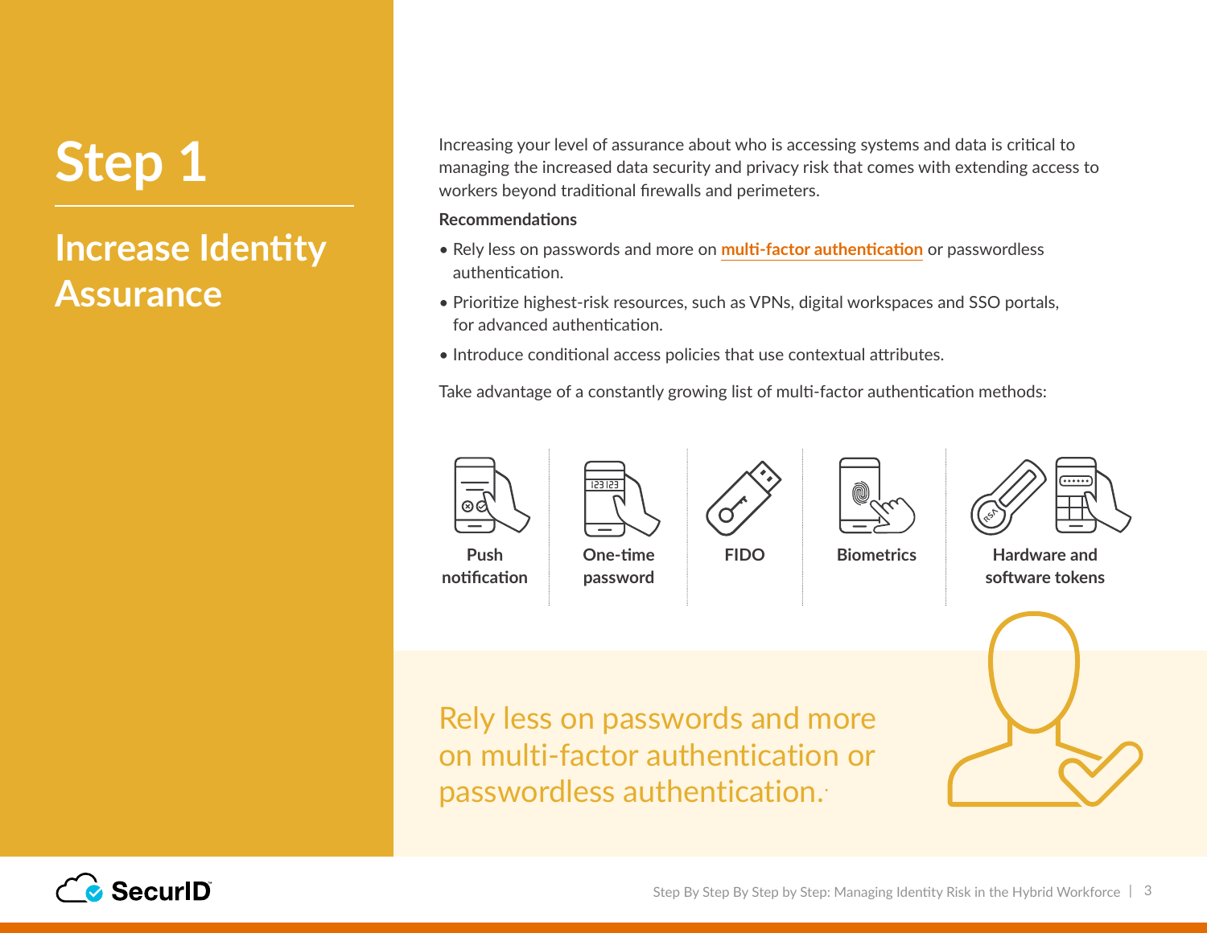# Step 1

## Increase Identity Assurance

Increasing your level of assurance about who is accessing systems and data is critical to managing the increased data security and privacy risk that comes with extending access to workers beyond traditional firewalls and perimeters.

**Recommendations**

- Rely less on passwords and more on **multi-factor authentication** or passwordless authentication.
- Prioritize highest-risk resources, such as VPNs, digital workspaces and SSO portals, for advanced authentication.
- Introduce conditional access policies that use contextual attributes.

Take advantage of a constantly growing list of multi-factor authentication methods:

- **Push notification**
- **One-time password**
- **FIDO**
- **Biometrics**
- **Hardware and software tokens**

Rely less on passwords and more on multi-factor authentication or passwordless authentication.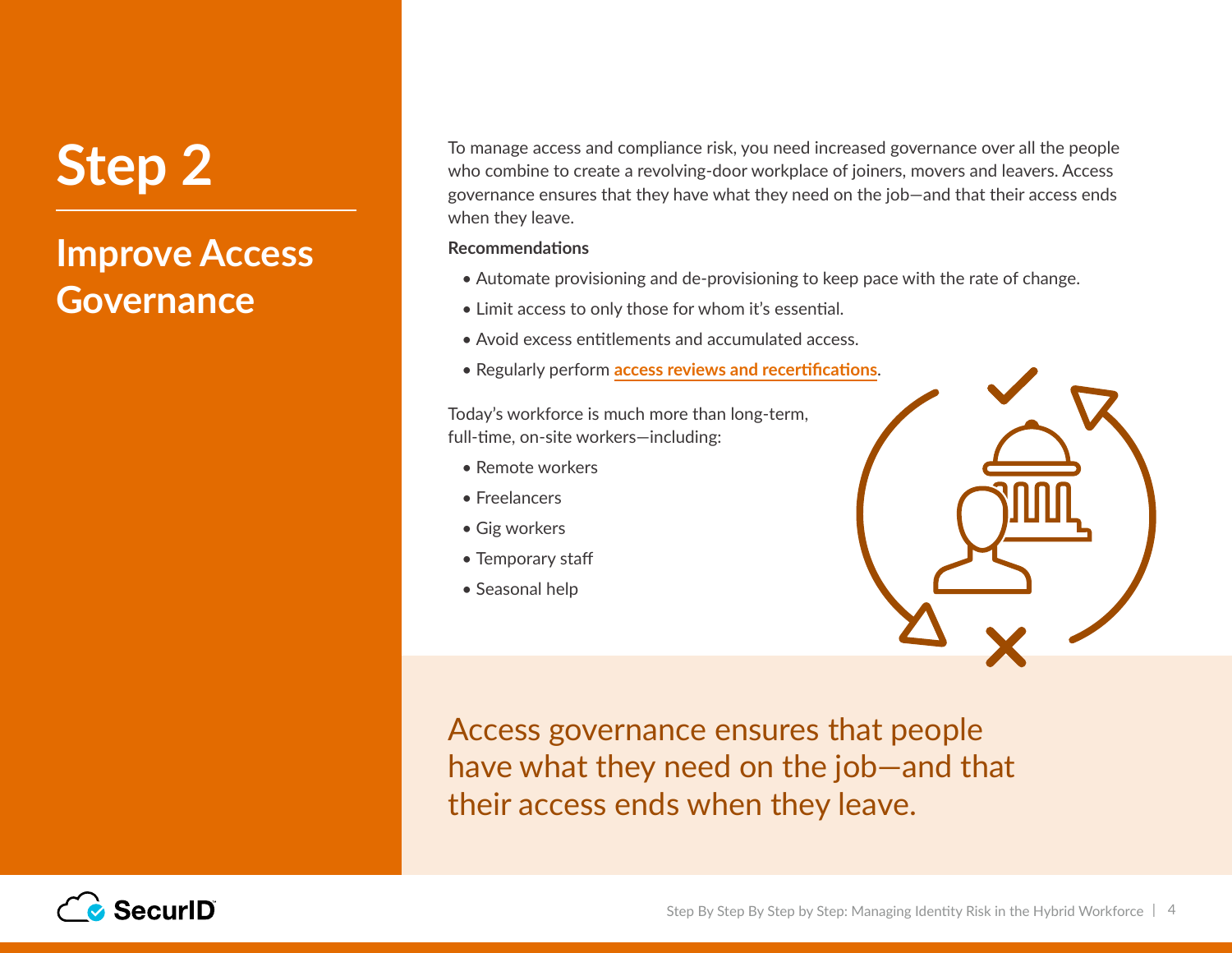# Step 2

## Improve Access Governance

To manage access and compliance risk, you need increased governance over all the people who combine to create a revolving-door workplace of joiners, movers and leavers. Access governance ensures that they have what they need on the job—and that their access ends when they leave.

**Recommendations**

- Automate provisioning and de-provisioning to keep pace with the rate of change.
- Limit access to only those for whom it's essential.
- Avoid excess entitlements and accumulated access.
- Regularly perform **access reviews and recertifications**.

Today's workforce is much more than long-term, full-time, on-site workers—including:

- Remote workers
- Freelancers
- Gig workers
- Temporary staff
- Seasonal help

Access governance ensures that people have what they need on the job—and that their access ends when they leave.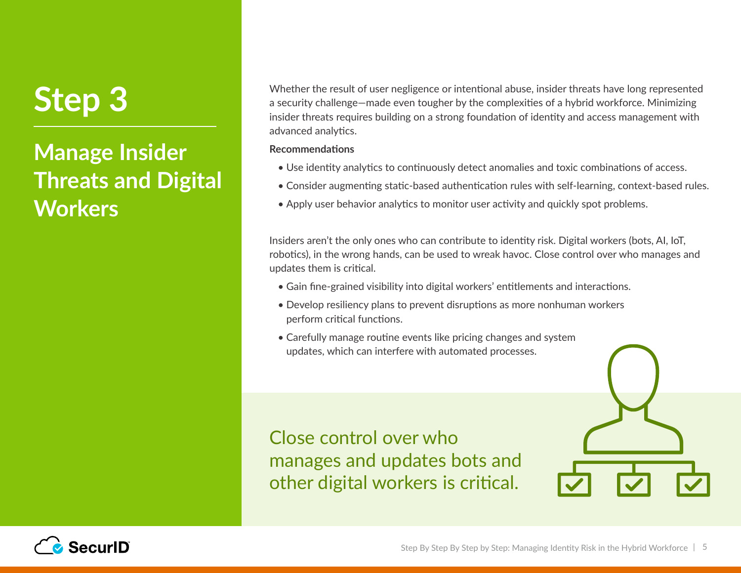# Step 3

## Manage Insider Threats and Digital Workers

Whether the result of user negligence or intentional abuse, insider threats have long represented a security challenge—made even tougher by the complexities of a hybrid workforce. Minimizing insider threats requires building on a strong foundation of identity and access management with advanced analytics.

**Recommendations**

- Use identity analytics to continuously detect anomalies and toxic combinations of access.
- Consider augmenting static-based authentication rules with self-learning, context-based rules.
- Apply user behavior analytics to monitor user activity and quickly spot problems.

Insiders aren't the only ones who can contribute to identity risk. Digital workers (bots, AI, IoT, robotics), in the wrong hands, can be used to wreak havoc. Close control over who manages and updates them is critical.

- Gain fine-grained visibility into digital workers' entitlements and interactions.
- Develop resiliency plans to prevent disruptions as more nonhuman workers perform critical functions.
- Carefully manage routine events like pricing changes and system updates, which can interfere with automated processes.

Close control over who manages and updates bots and other digital workers is critical.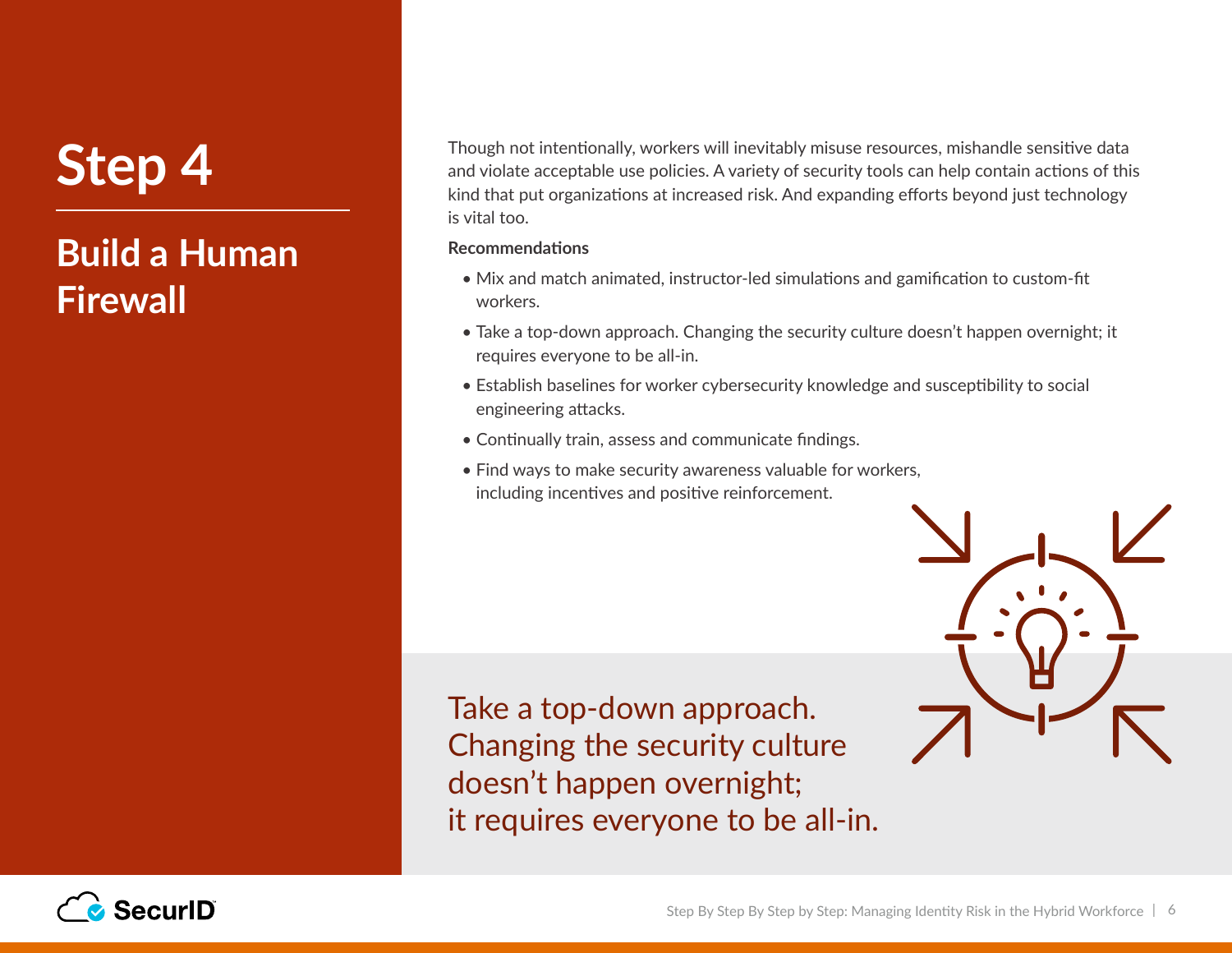# Step 4

## Build a Human Firewall

Though not intentionally, workers will inevitably misuse resources, mishandle sensitive data and violate acceptable use policies. A variety of security tools can help contain actions of this kind that put organizations at increased risk. And expanding efforts beyond just technology is vital too.

**Recommendations**

- Mix and match animated, instructor-led simulations and gamification to custom-fit workers.
- Take a top-down approach. Changing the security culture doesn't happen overnight; it requires everyone to be all-in.
- Establish baselines for worker cybersecurity knowledge and susceptibility to social engineering attacks.
- Continually train, assess and communicate findings.
- Find ways to make security awareness valuable for workers, including incentives and positive reinforcement.

Take a top-down approach. Changing the security culture doesn't happen overnight; it requires everyone to be all-in.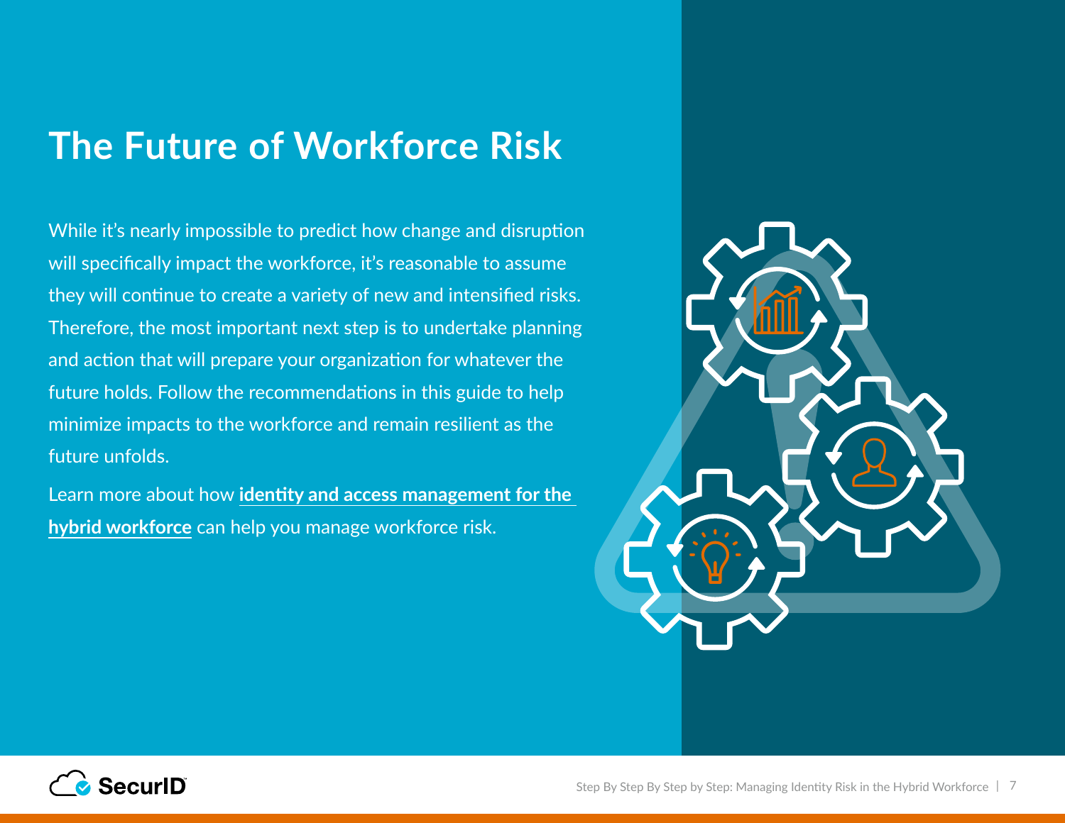# The Future of Workforce Risk

While it's nearly impossible to predict how change and disruption will specifically impact the workforce, it's reasonable to assume they will continue to create a variety of new and intensified risks. Therefore, the most important next step is to undertake planning and action that will prepare your organization for whatever the future holds. Follow the recommendations in this guide to help minimize impacts to the workforce and remain resilient as the future unfolds.

Learn more about how **identity and access management for the hybrid workforce** can help you manage workforce risk.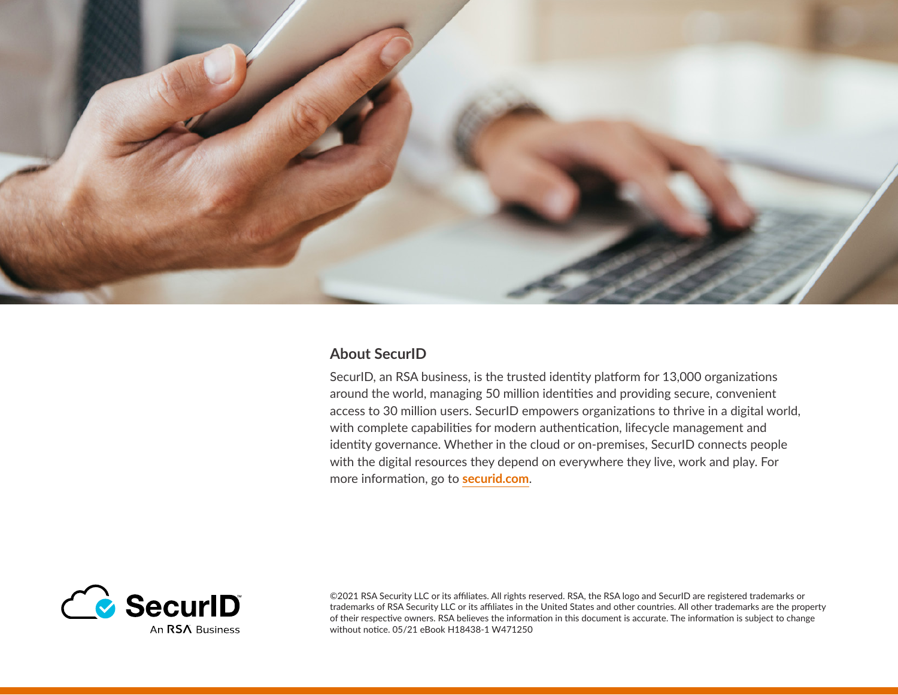## About SecurID

SecurID, an RSA business, is the trusted identity platform for 13,000 organizations around the world, managing 50 million identities and providing secure, convenient access to 30 million users. SecurID empowers organizations to thrive in a digital world, with complete capabilities for modern authentication, lifecycle management and identity governance. Whether in the cloud or on-premises, SecurID connects people with the digital resources they depend on everywhere they live, work and play. For more information, go to **securid.com**.

SecurID™
An RSA Business

©2021 RSA Security LLC or its affiliates. All rights reserved. RSA, the RSA logo and SecurID are registered trademarks or trademarks of RSA Security LLC or its affiliates in the United States and other countries. All other trademarks are the property of their respective owners. RSA believes the information in this document is accurate. The information is subject to change without notice. 05/21 eBook H18438-1 W471250